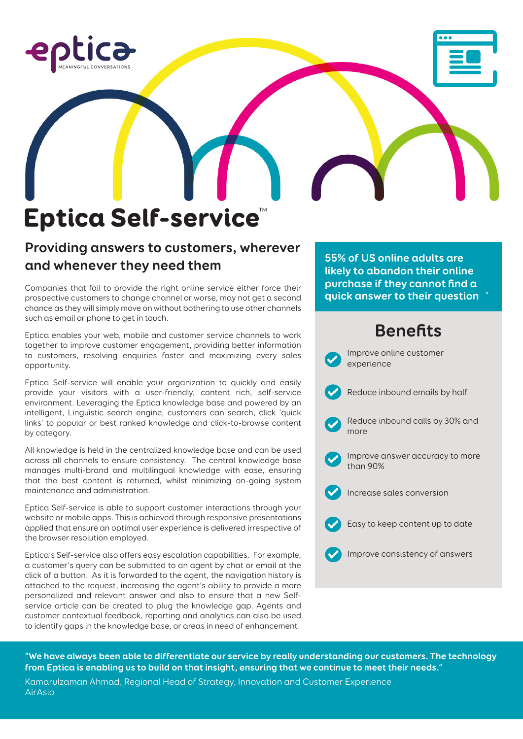eptica
MEANINGFUL CONVERSATIONS

# Eptica Self-service™

## Providing answers to customers, wherever and whenever they need them

Companies that fail to provide the right online service either force their prospective customers to change channel or worse, may not get a second chance as they will simply move on without bothering to use other channels such as email or phone to get in touch.

Eptica enables your web, mobile and customer service channels to work together to improve customer engagement, providing better information to customers, resolving enquiries faster and maximizing every sales opportunity.

Eptica Self-service will enable your organization to quickly and easily provide your visitors with a user-friendly, content rich, self-service environment. Leveraging the Eptica knowledge base and powered by an intelligent, Linguistic search engine, customers can search, click 'quick links' to popular or best ranked knowledge and click-to-browse content by category.

All knowledge is held in the centralized knowledge base and can be used across all channels to ensure consistency. The central knowledge base manages multi-brand and multilingual knowledge with ease, ensuring that the best content is returned, whilst minimizing on-going system maintenance and administration.

Eptica Self-service is able to support customer interactions through your website or mobile apps. This is achieved through responsive presentations applied that ensure an optimal user experience is delivered irrespective of the browser resolution employed.

Eptica's Self-service also offers easy escalation capabilities. For example, a customer's query can be submitted to an agent by chat or email at the click of a button. As it is forwarded to the agent, the navigation history is attached to the request, increasing the agent's ability to provide a more personalized and relevant answer and also to ensure that a new Self-service article can be created to plug the knowledge gap. Agents and customer contextual feedback, reporting and analytics can also be used to identify gaps in the knowledge base, or areas in need of enhancement.

**55% of US online adults are likely to abandon their online purchase if they cannot find a quick answer to their question** *

## Benefits

- Improve online customer experience
- Reduce inbound emails by half
- Reduce inbound calls by 30% and more
- Improve answer accuracy to more than 90%
- Increase sales conversion
- Easy to keep content up to date
- Improve consistency of answers

**"We have always been able to differentiate our service by really understanding our customers. The technology from Eptica is enabling us to build on that insight, ensuring that we continue to meet their needs."**

Kamarulzaman Ahmad, Regional Head of Strategy, Innovation and Customer Experience
AirAsia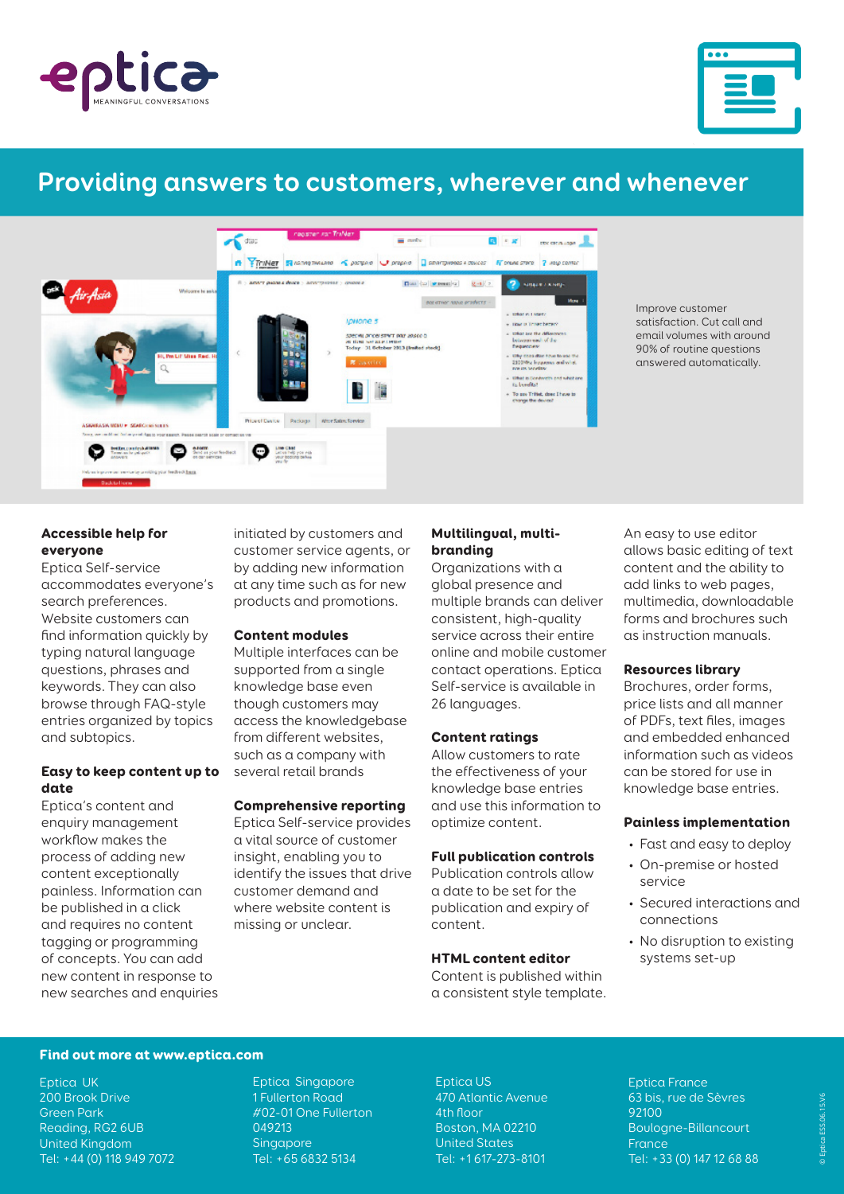## Providing answers to customers, wherever and whenever

Improve customer satisfaction. Cut call and email volumes with around 90% of routine questions answered automatically.

### Accessible help for everyone

Eptica Self-service accommodates everyone's search preferences. Website customers can find information quickly by typing natural language questions, phrases and keywords. They can also browse through FAQ-style entries organized by topics and subtopics.

### Easy to keep content up to date

Eptica's content and enquiry management workflow makes the process of adding new content exceptionally painless. Information can be published in a click and requires no content tagging or programming of concepts. You can add new content in response to new searches and enquiries initiated by customers and customer service agents, or by adding new information at any time such as for new products and promotions.

### Content modules

Multiple interfaces can be supported from a single knowledge base even though customers may access the knowledgebase from different websites, such as a company with several retail brands

### Comprehensive reporting

Eptica Self-service provides a vital source of customer insight, enabling you to identify the issues that drive customer demand and where website content is missing or unclear.

### Multilingual, multi-branding

Organizations with a global presence and multiple brands can deliver consistent, high-quality service across their entire online and mobile customer contact operations. Eptica Self-service is available in 26 languages.

### Content ratings

Allow customers to rate the effectiveness of your knowledge base entries and use this information to optimize content.

### Full publication controls

Publication controls allow a date to be set for the publication and expiry of content.

### HTML content editor

Content is published within a consistent style template. An easy to use editor allows basic editing of text content and the ability to add links to web pages, multimedia, downloadable forms and brochures such as instruction manuals.

### Resources library

Brochures, order forms, price lists and all manner of PDFs, text files, images and embedded enhanced information such as videos can be stored for use in knowledge base entries.

### Painless implementation

- Fast and easy to deploy
- On-premise or hosted service
- Secured interactions and connections
- No disruption to existing systems set-up

**Find out more at www.eptica.com**

Eptica UK
200 Brook Drive
Green Park
Reading, RG2 6UB
United Kingdom
Tel: +44 (0) 118 949 7072

Eptica Singapore
1 Fullerton Road
#02-01 One Fullerton
049213
Singapore
Tel: +65 6832 5134

Eptica US
470 Atlantic Avenue
4th floor
Boston, MA 02210
United States
Tel: +1 617-273-8101

Eptica France
63 bis, rue de Sèvres
92100
Boulogne-Billancourt
France
Tel: +33 (0) 147 12 68 88

© Eptica ESS.06.15.V6